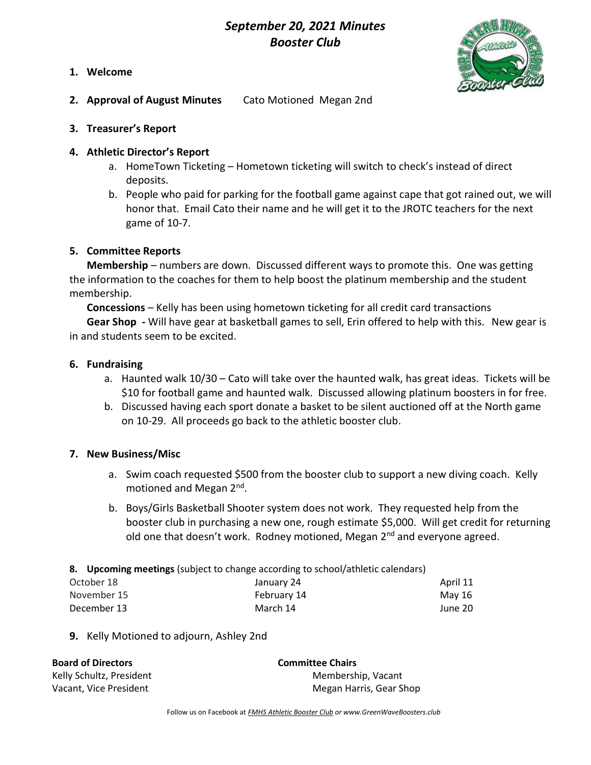# *September 20, 2021 Minutes*
# *Booster Club*

1. **Welcome**

2. **Approval of August Minutes** Cato Motioned Megan 2nd

3. **Treasurer's Report**

4. **Athletic Director's Report**
   a. HomeTown Ticketing – Hometown ticketing will switch to check's instead of direct deposits.
   b. People who paid for parking for the football game against cape that got rained out, we will honor that. Email Cato their name and he will get it to the JROTC teachers for the next game of 10-7.

5. **Committee Reports**

   **Membership** – numbers are down. Discussed different ways to promote this. One was getting the information to the coaches for them to help boost the platinum membership and the student membership.

   **Concessions** – Kelly has been using hometown ticketing for all credit card transactions

   **Gear Shop -** Will have gear at basketball games to sell, Erin offered to help with this. New gear is in and students seem to be excited.

6. **Fundraising**
   a. Haunted walk 10/30 – Cato will take over the haunted walk, has great ideas. Tickets will be $10 for football game and haunted walk. Discussed allowing platinum boosters in for free.
   b. Discussed having each sport donate a basket to be silent auctioned off at the North game on 10-29. All proceeds go back to the athletic booster club.

7. **New Business/Misc**
   a. Swim coach requested $500 from the booster club to support a new diving coach. Kelly motioned and Megan 2nd.
   b. Boys/Girls Basketball Shooter system does not work. They requested help from the booster club in purchasing a new one, rough estimate $5,000. Will get credit for returning old one that doesn't work. Rodney motioned, Megan 2nd and everyone agreed.

8. **Upcoming meetings** (subject to change according to school/athletic calendars)

| | | |
|---|---|---|
| October 18 | January 24 | April 11 |
| November 15 | February 14 | May 16 |
| December 13 | March 14 | June 20 |

9. Kelly Motioned to adjourn, Ashley 2nd

**Board of Directors**
Kelly Schultz, President
Vacant, Vice President

**Committee Chairs**
Membership, Vacant
Megan Harris, Gear Shop

Follow us on Facebook at *FMHS Athletic Booster Club or www.GreenWaveBoosters.club*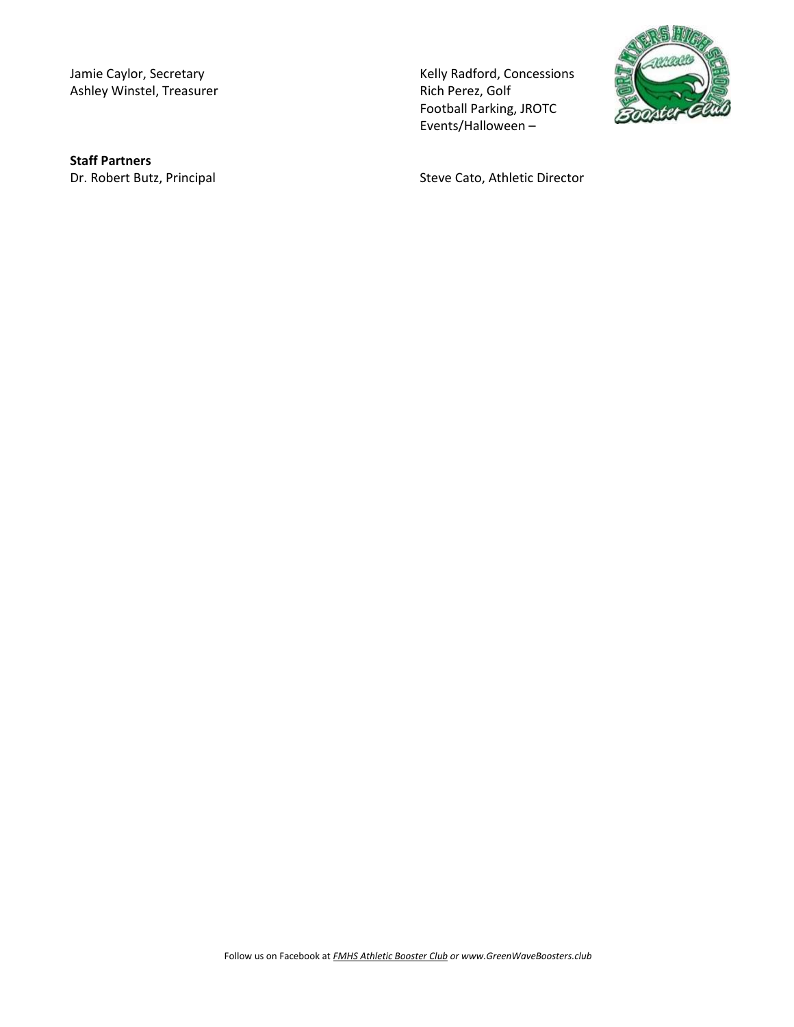Jamie Caylor, Secretary
Ashley Winstel, Treasurer

Kelly Radford, Concessions
Rich Perez, Golf
Football Parking, JROTC
Events/Halloween –

**Staff Partners**
Dr. Robert Butz, Principal

Steve Cato, Athletic Director

Follow us on Facebook at *FMHS Athletic Booster Club or www.GreenWaveBoosters.club*